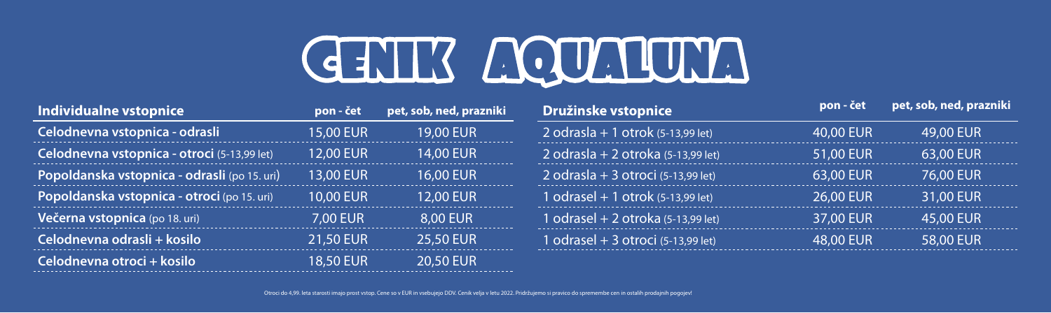# CENIK AQUALUNA

| Individualne vstopnice | pon - čet | pet, sob, ned, prazniki |
|---|---|---|
| **Celodnevna vstopnica - odrasli** | 15,00 EUR | 19,00 EUR |
| **Celodnevna vstopnica - otroci** (5-13,99 let) | 12,00 EUR | 14,00 EUR |
| **Popoldanska vstopnica - odrasli** (po 15. uri) | 13,00 EUR | 16,00 EUR |
| **Popoldanska vstopnica - otroci** (po 15. uri) | 10,00 EUR | 12,00 EUR |
| **Večerna vstopnica** (po 18. uri) | 7,00 EUR | 8,00 EUR |
| **Celodnevna odrasli + kosilo** | 21,50 EUR | 25,50 EUR |
| **Celodnevna otroci + kosilo** | 18,50 EUR | 20,50 EUR |

| Družinske vstopnice | pon - čet | pet, sob, ned, prazniki |
|---|---|---|
| 2 odrasla + 1 otrok (5-13,99 let) | 40,00 EUR | 49,00 EUR |
| 2 odrasla + 2 otroka (5-13,99 let) | 51,00 EUR | 63,00 EUR |
| 2 odrasla + 3 otroci (5-13,99 let) | 63,00 EUR | 76,00 EUR |
| 1 odrasel + 1 otrok (5-13,99 let) | 26,00 EUR | 31,00 EUR |
| 1 odrasel + 2 otroka (5-13,99 let) | 37,00 EUR | 45,00 EUR |
| 1 odrasel + 3 otroci (5-13,99 let) | 48,00 EUR | 58,00 EUR |

Otroci do 4,99. leta starosti imajo prost vstop. Cene so v EUR in vsebujejo DDV. Cenik velja v letu 2022. Pridržujemo si pravico do spremembe cen in ostalih prodajnih pogojev!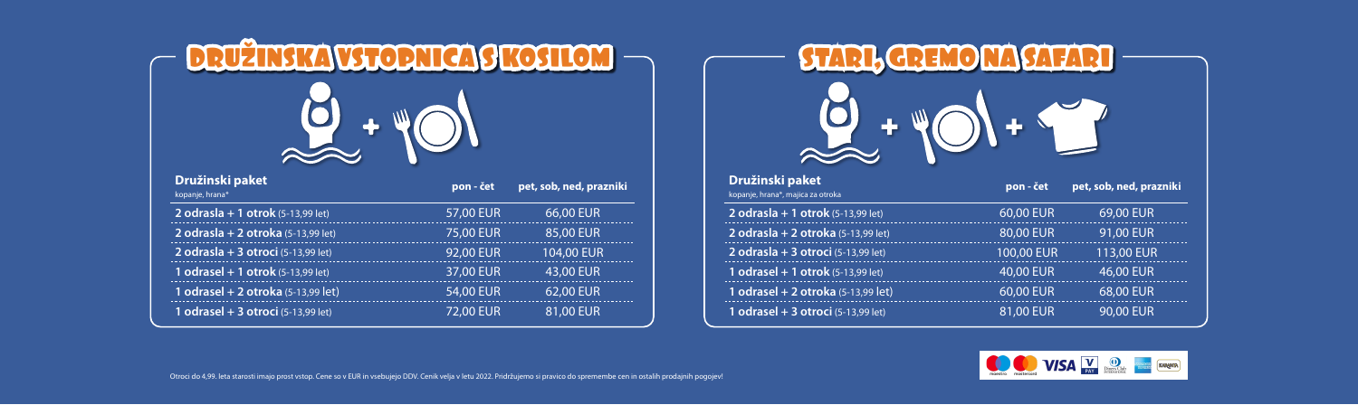## DRUŽINSKA VSTOPNICA S KOSILOM

| **Družinski paket** kopanje, hrana* | pon - čet | pet, sob, ned, prazniki |
|---|---|---|
| **2 odrasla + 1 otrok** (5-13,99 let) | 57,00 EUR | 66,00 EUR |
| **2 odrasla + 2 otroka** (5-13,99 let) | 75,00 EUR | 85,00 EUR |
| **2 odrasla + 3 otroci** (5-13,99 let) | 92,00 EUR | 104,00 EUR |
| **1 odrasel + 1 otrok** (5-13,99 let) | 37,00 EUR | 43,00 EUR |
| **1 odrasel + 2 otroka** (5-13,99 let) | 54,00 EUR | 62,00 EUR |
| **1 odrasel + 3 otroci** (5-13,99 let) | 72,00 EUR | 81,00 EUR |

## STARI, GREMO NA SAFARI

| **Družinski paket** kopanje, hrana*, majica za otroka | pon - čet | pet, sob, ned, prazniki |
|---|---|---|
| **2 odrasla + 1 otrok** (5-13,99 let) | 60,00 EUR | 69,00 EUR |
| **2 odrasla + 2 otroka** (5-13,99 let) | 80,00 EUR | 91,00 EUR |
| **2 odrasla + 3 otroci** (5-13,99 let) | 100,00 EUR | 113,00 EUR |
| **1 odrasel + 1 otrok** (5-13,99 let) | 40,00 EUR | 46,00 EUR |
| **1 odrasel + 2 otroka** (5-13,99 let) | 60,00 EUR | 68,00 EUR |
| **1 odrasel + 3 otroci** (5-13,99 let) | 81,00 EUR | 90,00 EUR |

Otroci do 4,99. leta starosti imajo prost vstop. Cene so v EUR in vsebujejo DDV. Cenik velja v letu 2022. Pridržujemo si pravico do spremembe cen in ostalih prodajnih pogojev!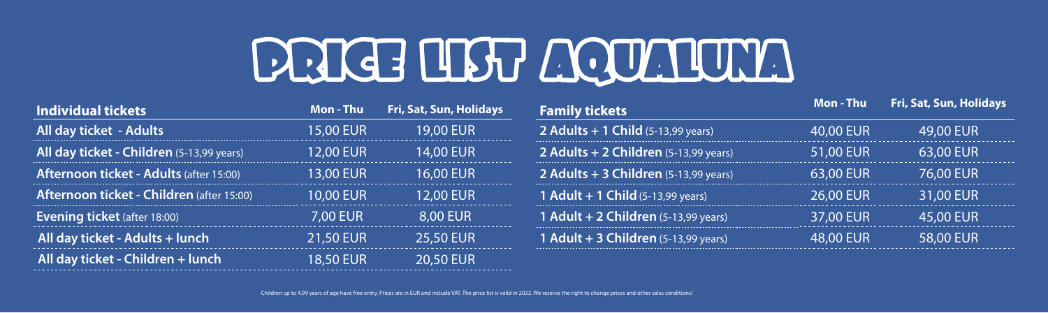# PRICE LIST AQUALUNA

| Individual tickets | Mon - Thu | Fri, Sat, Sun, Holidays |
|---|---|---|
| **All day ticket - Adults** | 15,00 EUR | 19,00 EUR |
| **All day ticket - Children** (5-13,99 years) | 12,00 EUR | 14,00 EUR |
| **Afternoon ticket - Adults** (after 15:00) | 13,00 EUR | 16,00 EUR |
| **Afternoon ticket - Children** (after 15:00) | 10,00 EUR | 12,00 EUR |
| **Evening ticket** (after 18:00) | 7,00 EUR | 8,00 EUR |
| **All day ticket - Adults + lunch** | 21,50 EUR | 25,50 EUR |
| **All day ticket - Children + lunch** | 18,50 EUR | 20,50 EUR |

| Family tickets | Mon - Thu | Fri, Sat, Sun, Holidays |
|---|---|---|
| **2 Adults + 1 Child** (5-13,99 years) | 40,00 EUR | 49,00 EUR |
| **2 Adults + 2 Children** (5-13,99 years) | 51,00 EUR | 63,00 EUR |
| **2 Adults + 3 Children** (5-13,99 years) | 63,00 EUR | 76,00 EUR |
| **1 Adult + 1 Child** (5-13,99 years) | 26,00 EUR | 31,00 EUR |
| **1 Adult + 2 Children** (5-13,99 years) | 37,00 EUR | 45,00 EUR |
| **1 Adult + 3 Children** (5-13,99 years) | 48,00 EUR | 58,00 EUR |

Children up to 4.99 years of age have free entry. Prices are in EUR and include VAT. The price list is valid in 2022. We reserve the right to change prices and other sales conditions!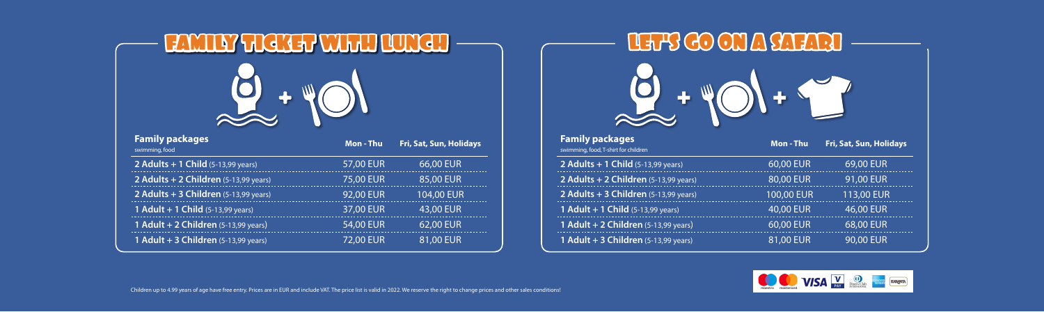## FAMILY TICKET WITH LUNCH

| Family packages<br>swimming, food | Mon - Thu | Fri, Sat, Sun, Holidays |
|---|---|---|
| **2 Adults + 1 Child** (5-13,99 years) | 57,00 EUR | 66,00 EUR |
| **2 Adults + 2 Children** (5-13,99 years) | 75,00 EUR | 85,00 EUR |
| **2 Adults + 3 Children** (5-13,99 years) | 92,00 EUR | 104,00 EUR |
| **1 Adult + 1 Child** (5-13,99 years) | 37,00 EUR | 43,00 EUR |
| **1 Adult + 2 Children** (5-13,99 years) | 54,00 EUR | 62,00 EUR |
| **1 Adult + 3 Children** (5-13,99 years) | 72,00 EUR | 81,00 EUR |

## LET'S GO ON A SAFARI

| Family packages<br>swimming, food, T-shirt for children | Mon - Thu | Fri, Sat, Sun, Holidays |
|---|---|---|
| **2 Adults + 1 Child** (5-13,99 years) | 60,00 EUR | 69,00 EUR |
| **2 Adults + 2 Children** (5-13,99 years) | 80,00 EUR | 91,00 EUR |
| **2 Adults + 3 Children** (5-13,99 years) | 100,00 EUR | 113,00 EUR |
| **1 Adult + 1 Child** (5-13,99 years) | 40,00 EUR | 46,00 EUR |
| **1 Adult + 2 Children** (5-13,99 years) | 60,00 EUR | 68,00 EUR |
| **1 Adult + 3 Children** (5-13,99 years) | 81,00 EUR | 90,00 EUR |

Children up to 4.99 years of age have free entry. Prices are in EUR and include VAT. The price list is valid in 2022. We reserve the right to change prices and other sales conditions!